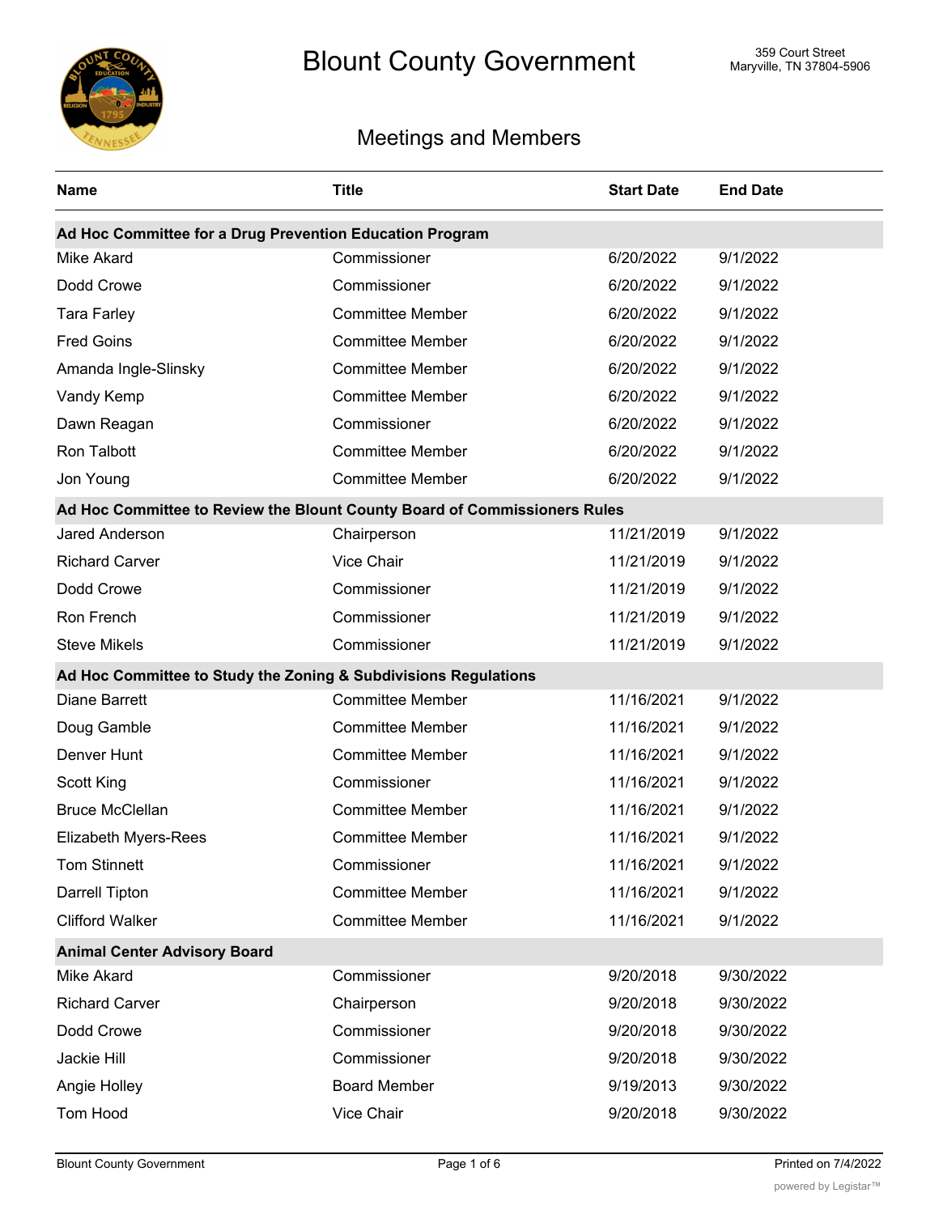# Blount County Government

359 Court Street
Maryville, TN 37804-5906

## Meetings and Members

| Name | Title | Start Date | End Date |
|---|---|---|---|
| **Ad Hoc Committee for a Drug Prevention Education Program** | | | |
| Mike Akard | Commissioner | 6/20/2022 | 9/1/2022 |
| Dodd Crowe | Commissioner | 6/20/2022 | 9/1/2022 |
| Tara Farley | Committee Member | 6/20/2022 | 9/1/2022 |
| Fred Goins | Committee Member | 6/20/2022 | 9/1/2022 |
| Amanda Ingle-Slinsky | Committee Member | 6/20/2022 | 9/1/2022 |
| Vandy Kemp | Committee Member | 6/20/2022 | 9/1/2022 |
| Dawn Reagan | Commissioner | 6/20/2022 | 9/1/2022 |
| Ron Talbott | Committee Member | 6/20/2022 | 9/1/2022 |
| Jon Young | Committee Member | 6/20/2022 | 9/1/2022 |
| **Ad Hoc Committee to Review the Blount County Board of Commissioners Rules** | | | |
| Jared Anderson | Chairperson | 11/21/2019 | 9/1/2022 |
| Richard Carver | Vice Chair | 11/21/2019 | 9/1/2022 |
| Dodd Crowe | Commissioner | 11/21/2019 | 9/1/2022 |
| Ron French | Commissioner | 11/21/2019 | 9/1/2022 |
| Steve Mikels | Commissioner | 11/21/2019 | 9/1/2022 |
| **Ad Hoc Committee to Study the Zoning & Subdivisions Regulations** | | | |
| Diane Barrett | Committee Member | 11/16/2021 | 9/1/2022 |
| Doug Gamble | Committee Member | 11/16/2021 | 9/1/2022 |
| Denver Hunt | Committee Member | 11/16/2021 | 9/1/2022 |
| Scott King | Commissioner | 11/16/2021 | 9/1/2022 |
| Bruce McClellan | Committee Member | 11/16/2021 | 9/1/2022 |
| Elizabeth Myers-Rees | Committee Member | 11/16/2021 | 9/1/2022 |
| Tom Stinnett | Commissioner | 11/16/2021 | 9/1/2022 |
| Darrell Tipton | Committee Member | 11/16/2021 | 9/1/2022 |
| Clifford Walker | Committee Member | 11/16/2021 | 9/1/2022 |
| **Animal Center Advisory Board** | | | |
| Mike Akard | Commissioner | 9/20/2018 | 9/30/2022 |
| Richard Carver | Chairperson | 9/20/2018 | 9/30/2022 |
| Dodd Crowe | Commissioner | 9/20/2018 | 9/30/2022 |
| Jackie Hill | Commissioner | 9/20/2018 | 9/30/2022 |
| Angie Holley | Board Member | 9/19/2013 | 9/30/2022 |
| Tom Hood | Vice Chair | 9/20/2018 | 9/30/2022 |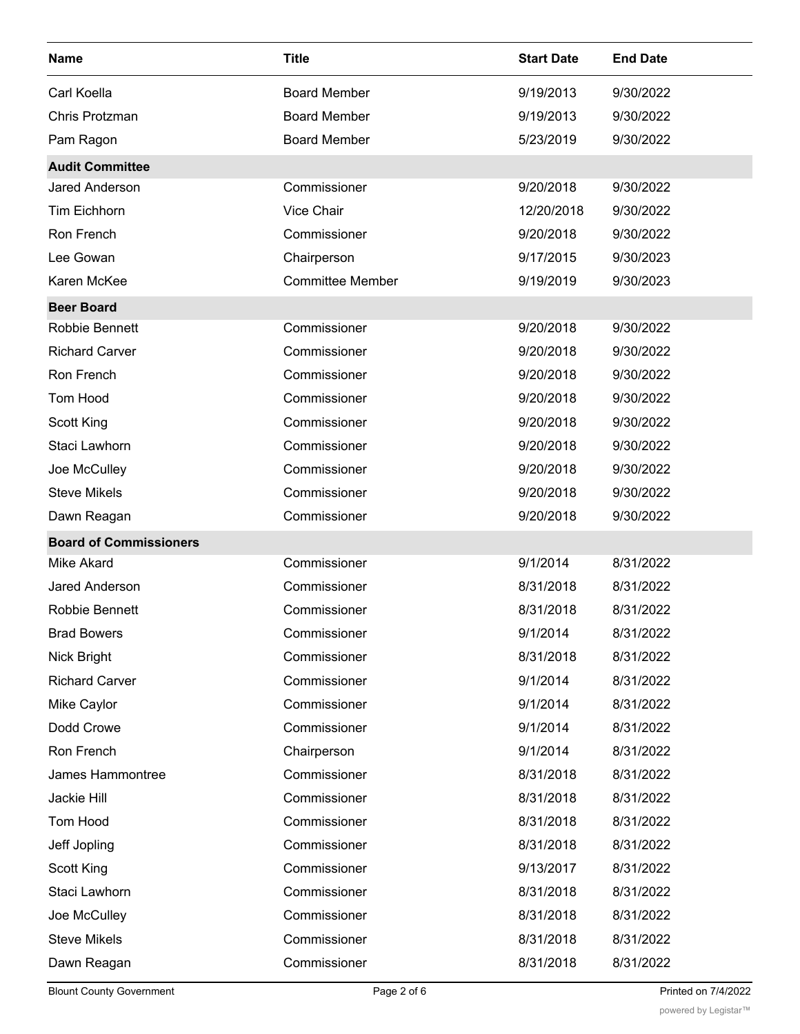| Name | Title | Start Date | End Date |
|---|---|---|---|
| Carl Koella | Board Member | 9/19/2013 | 9/30/2022 |
| Chris Protzman | Board Member | 9/19/2013 | 9/30/2022 |
| Pam Ragon | Board Member | 5/23/2019 | 9/30/2022 |
| **Audit Committee** | | | |
| Jared Anderson | Commissioner | 9/20/2018 | 9/30/2022 |
| Tim Eichhorn | Vice Chair | 12/20/2018 | 9/30/2022 |
| Ron French | Commissioner | 9/20/2018 | 9/30/2022 |
| Lee Gowan | Chairperson | 9/17/2015 | 9/30/2023 |
| Karen McKee | Committee Member | 9/19/2019 | 9/30/2023 |
| **Beer Board** | | | |
| Robbie Bennett | Commissioner | 9/20/2018 | 9/30/2022 |
| Richard Carver | Commissioner | 9/20/2018 | 9/30/2022 |
| Ron French | Commissioner | 9/20/2018 | 9/30/2022 |
| Tom Hood | Commissioner | 9/20/2018 | 9/30/2022 |
| Scott King | Commissioner | 9/20/2018 | 9/30/2022 |
| Staci Lawhorn | Commissioner | 9/20/2018 | 9/30/2022 |
| Joe McCulley | Commissioner | 9/20/2018 | 9/30/2022 |
| Steve Mikels | Commissioner | 9/20/2018 | 9/30/2022 |
| Dawn Reagan | Commissioner | 9/20/2018 | 9/30/2022 |
| **Board of Commissioners** | | | |
| Mike Akard | Commissioner | 9/1/2014 | 8/31/2022 |
| Jared Anderson | Commissioner | 8/31/2018 | 8/31/2022 |
| Robbie Bennett | Commissioner | 8/31/2018 | 8/31/2022 |
| Brad Bowers | Commissioner | 9/1/2014 | 8/31/2022 |
| Nick Bright | Commissioner | 8/31/2018 | 8/31/2022 |
| Richard Carver | Commissioner | 9/1/2014 | 8/31/2022 |
| Mike Caylor | Commissioner | 9/1/2014 | 8/31/2022 |
| Dodd Crowe | Commissioner | 9/1/2014 | 8/31/2022 |
| Ron French | Chairperson | 9/1/2014 | 8/31/2022 |
| James Hammontree | Commissioner | 8/31/2018 | 8/31/2022 |
| Jackie Hill | Commissioner | 8/31/2018 | 8/31/2022 |
| Tom Hood | Commissioner | 8/31/2018 | 8/31/2022 |
| Jeff Jopling | Commissioner | 8/31/2018 | 8/31/2022 |
| Scott King | Commissioner | 9/13/2017 | 8/31/2022 |
| Staci Lawhorn | Commissioner | 8/31/2018 | 8/31/2022 |
| Joe McCulley | Commissioner | 8/31/2018 | 8/31/2022 |
| Steve Mikels | Commissioner | 8/31/2018 | 8/31/2022 |
| Dawn Reagan | Commissioner | 8/31/2018 | 8/31/2022 |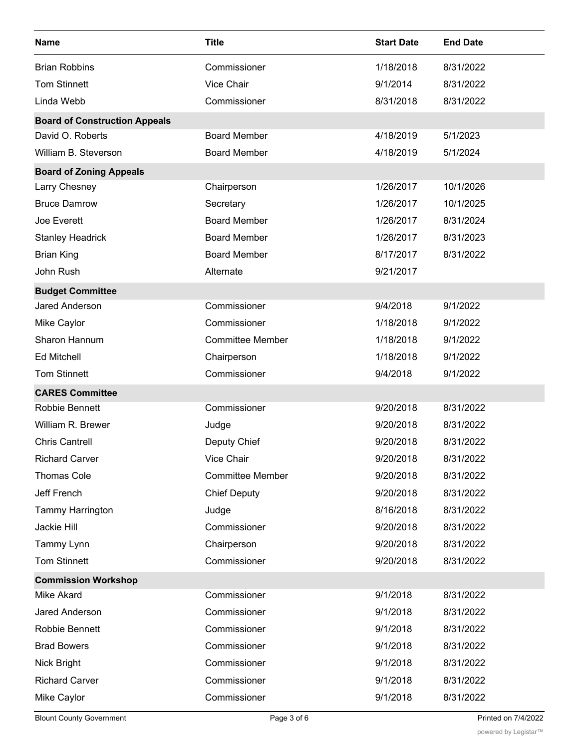| Name | Title | Start Date | End Date |
|---|---|---|---|
| Brian Robbins | Commissioner | 1/18/2018 | 8/31/2022 |
| Tom Stinnett | Vice Chair | 9/1/2014 | 8/31/2022 |
| Linda Webb | Commissioner | 8/31/2018 | 8/31/2022 |
| **Board of Construction Appeals** | | | |
| David O. Roberts | Board Member | 4/18/2019 | 5/1/2023 |
| William B. Steverson | Board Member | 4/18/2019 | 5/1/2024 |
| **Board of Zoning Appeals** | | | |
| Larry Chesney | Chairperson | 1/26/2017 | 10/1/2026 |
| Bruce Damrow | Secretary | 1/26/2017 | 10/1/2025 |
| Joe Everett | Board Member | 1/26/2017 | 8/31/2024 |
| Stanley Headrick | Board Member | 1/26/2017 | 8/31/2023 |
| Brian King | Board Member | 8/17/2017 | 8/31/2022 |
| John Rush | Alternate | 9/21/2017 | |
| **Budget Committee** | | | |
| Jared Anderson | Commissioner | 9/4/2018 | 9/1/2022 |
| Mike Caylor | Commissioner | 1/18/2018 | 9/1/2022 |
| Sharon Hannum | Committee Member | 1/18/2018 | 9/1/2022 |
| Ed Mitchell | Chairperson | 1/18/2018 | 9/1/2022 |
| Tom Stinnett | Commissioner | 9/4/2018 | 9/1/2022 |
| **CARES Committee** | | | |
| Robbie Bennett | Commissioner | 9/20/2018 | 8/31/2022 |
| William R. Brewer | Judge | 9/20/2018 | 8/31/2022 |
| Chris Cantrell | Deputy Chief | 9/20/2018 | 8/31/2022 |
| Richard Carver | Vice Chair | 9/20/2018 | 8/31/2022 |
| Thomas Cole | Committee Member | 9/20/2018 | 8/31/2022 |
| Jeff French | Chief Deputy | 9/20/2018 | 8/31/2022 |
| Tammy Harrington | Judge | 8/16/2018 | 8/31/2022 |
| Jackie Hill | Commissioner | 9/20/2018 | 8/31/2022 |
| Tammy Lynn | Chairperson | 9/20/2018 | 8/31/2022 |
| Tom Stinnett | Commissioner | 9/20/2018 | 8/31/2022 |
| **Commission Workshop** | | | |
| Mike Akard | Commissioner | 9/1/2018 | 8/31/2022 |
| Jared Anderson | Commissioner | 9/1/2018 | 8/31/2022 |
| Robbie Bennett | Commissioner | 9/1/2018 | 8/31/2022 |
| Brad Bowers | Commissioner | 9/1/2018 | 8/31/2022 |
| Nick Bright | Commissioner | 9/1/2018 | 8/31/2022 |
| Richard Carver | Commissioner | 9/1/2018 | 8/31/2022 |
| Mike Caylor | Commissioner | 9/1/2018 | 8/31/2022 |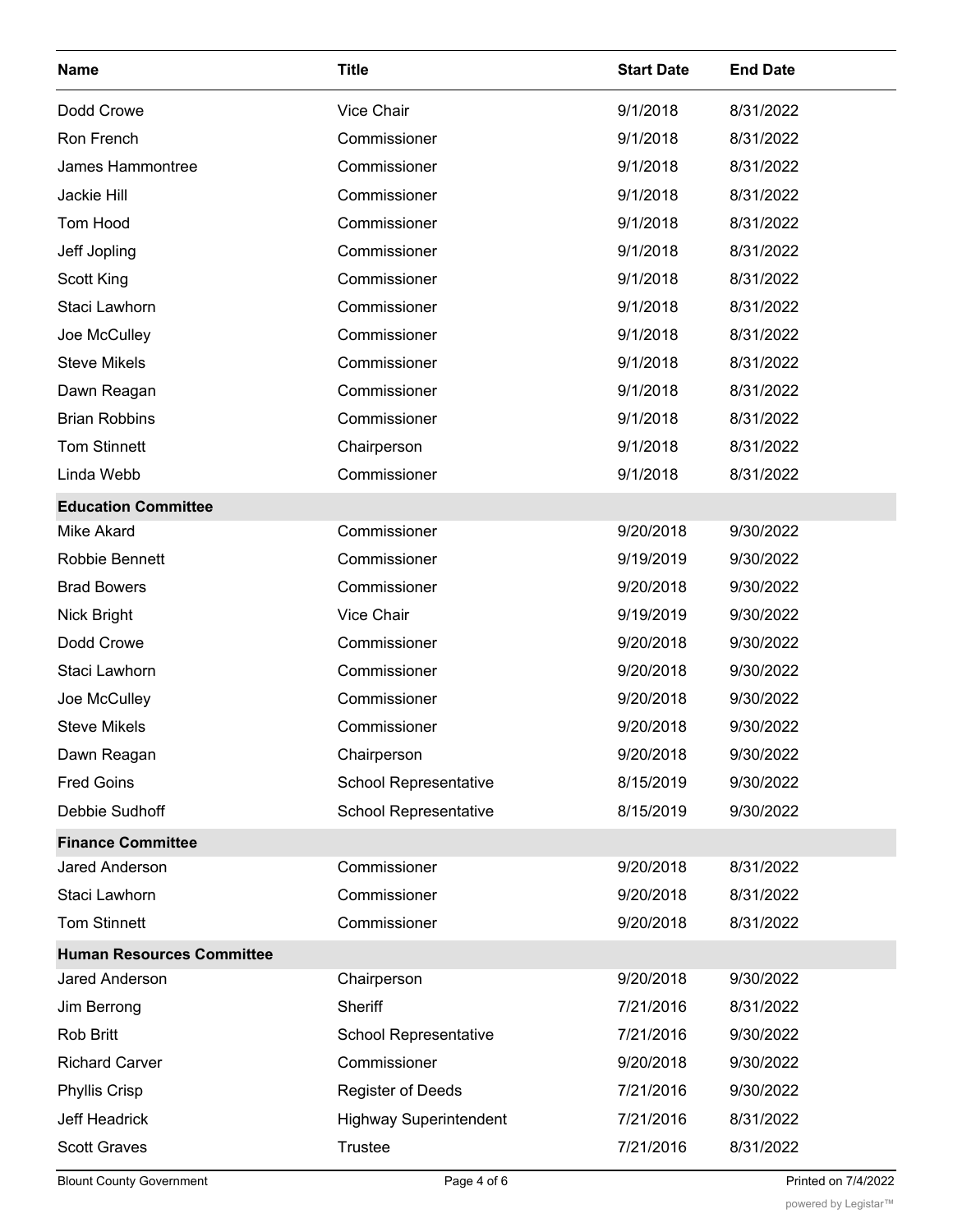| Name | Title | Start Date | End Date |
|---|---|---|---|
| Dodd Crowe | Vice Chair | 9/1/2018 | 8/31/2022 |
| Ron French | Commissioner | 9/1/2018 | 8/31/2022 |
| James Hammontree | Commissioner | 9/1/2018 | 8/31/2022 |
| Jackie Hill | Commissioner | 9/1/2018 | 8/31/2022 |
| Tom Hood | Commissioner | 9/1/2018 | 8/31/2022 |
| Jeff Jopling | Commissioner | 9/1/2018 | 8/31/2022 |
| Scott King | Commissioner | 9/1/2018 | 8/31/2022 |
| Staci Lawhorn | Commissioner | 9/1/2018 | 8/31/2022 |
| Joe McCulley | Commissioner | 9/1/2018 | 8/31/2022 |
| Steve Mikels | Commissioner | 9/1/2018 | 8/31/2022 |
| Dawn Reagan | Commissioner | 9/1/2018 | 8/31/2022 |
| Brian Robbins | Commissioner | 9/1/2018 | 8/31/2022 |
| Tom Stinnett | Chairperson | 9/1/2018 | 8/31/2022 |
| Linda Webb | Commissioner | 9/1/2018 | 8/31/2022 |
| **Education Committee** | | | |
| Mike Akard | Commissioner | 9/20/2018 | 9/30/2022 |
| Robbie Bennett | Commissioner | 9/19/2019 | 9/30/2022 |
| Brad Bowers | Commissioner | 9/20/2018 | 9/30/2022 |
| Nick Bright | Vice Chair | 9/19/2019 | 9/30/2022 |
| Dodd Crowe | Commissioner | 9/20/2018 | 9/30/2022 |
| Staci Lawhorn | Commissioner | 9/20/2018 | 9/30/2022 |
| Joe McCulley | Commissioner | 9/20/2018 | 9/30/2022 |
| Steve Mikels | Commissioner | 9/20/2018 | 9/30/2022 |
| Dawn Reagan | Chairperson | 9/20/2018 | 9/30/2022 |
| Fred Goins | School Representative | 8/15/2019 | 9/30/2022 |
| Debbie Sudhoff | School Representative | 8/15/2019 | 9/30/2022 |
| **Finance Committee** | | | |
| Jared Anderson | Commissioner | 9/20/2018 | 8/31/2022 |
| Staci Lawhorn | Commissioner | 9/20/2018 | 8/31/2022 |
| Tom Stinnett | Commissioner | 9/20/2018 | 8/31/2022 |
| **Human Resources Committee** | | | |
| Jared Anderson | Chairperson | 9/20/2018 | 9/30/2022 |
| Jim Berrong | Sheriff | 7/21/2016 | 8/31/2022 |
| Rob Britt | School Representative | 7/21/2016 | 9/30/2022 |
| Richard Carver | Commissioner | 9/20/2018 | 9/30/2022 |
| Phyllis Crisp | Register of Deeds | 7/21/2016 | 9/30/2022 |
| Jeff Headrick | Highway Superintendent | 7/21/2016 | 8/31/2022 |
| Scott Graves | Trustee | 7/21/2016 | 8/31/2022 |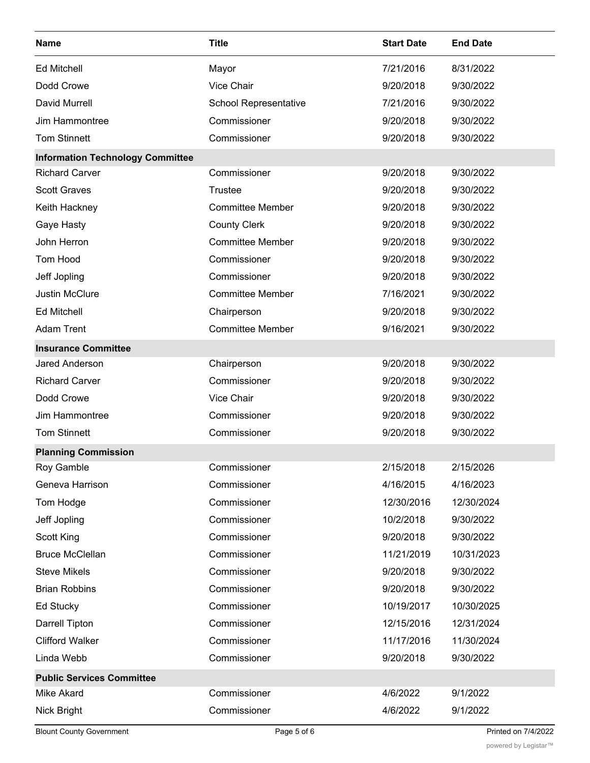| Name | Title | Start Date | End Date |
|---|---|---|---|
| Ed Mitchell | Mayor | 7/21/2016 | 8/31/2022 |
| Dodd Crowe | Vice Chair | 9/20/2018 | 9/30/2022 |
| David Murrell | School Representative | 7/21/2016 | 9/30/2022 |
| Jim Hammontree | Commissioner | 9/20/2018 | 9/30/2022 |
| Tom Stinnett | Commissioner | 9/20/2018 | 9/30/2022 |
| **Information Technology Committee** | | | |
| Richard Carver | Commissioner | 9/20/2018 | 9/30/2022 |
| Scott Graves | Trustee | 9/20/2018 | 9/30/2022 |
| Keith Hackney | Committee Member | 9/20/2018 | 9/30/2022 |
| Gaye Hasty | County Clerk | 9/20/2018 | 9/30/2022 |
| John Herron | Committee Member | 9/20/2018 | 9/30/2022 |
| Tom Hood | Commissioner | 9/20/2018 | 9/30/2022 |
| Jeff Jopling | Commissioner | 9/20/2018 | 9/30/2022 |
| Justin McClure | Committee Member | 7/16/2021 | 9/30/2022 |
| Ed Mitchell | Chairperson | 9/20/2018 | 9/30/2022 |
| Adam Trent | Committee Member | 9/16/2021 | 9/30/2022 |
| **Insurance Committee** | | | |
| Jared Anderson | Chairperson | 9/20/2018 | 9/30/2022 |
| Richard Carver | Commissioner | 9/20/2018 | 9/30/2022 |
| Dodd Crowe | Vice Chair | 9/20/2018 | 9/30/2022 |
| Jim Hammontree | Commissioner | 9/20/2018 | 9/30/2022 |
| Tom Stinnett | Commissioner | 9/20/2018 | 9/30/2022 |
| **Planning Commission** | | | |
| Roy Gamble | Commissioner | 2/15/2018 | 2/15/2026 |
| Geneva Harrison | Commissioner | 4/16/2015 | 4/16/2023 |
| Tom Hodge | Commissioner | 12/30/2016 | 12/30/2024 |
| Jeff Jopling | Commissioner | 10/2/2018 | 9/30/2022 |
| Scott King | Commissioner | 9/20/2018 | 9/30/2022 |
| Bruce McClellan | Commissioner | 11/21/2019 | 10/31/2023 |
| Steve Mikels | Commissioner | 9/20/2018 | 9/30/2022 |
| Brian Robbins | Commissioner | 9/20/2018 | 9/30/2022 |
| Ed Stucky | Commissioner | 10/19/2017 | 10/30/2025 |
| Darrell Tipton | Commissioner | 12/15/2016 | 12/31/2024 |
| Clifford Walker | Commissioner | 11/17/2016 | 11/30/2024 |
| Linda Webb | Commissioner | 9/20/2018 | 9/30/2022 |
| **Public Services Committee** | | | |
| Mike Akard | Commissioner | 4/6/2022 | 9/1/2022 |
| Nick Bright | Commissioner | 4/6/2022 | 9/1/2022 |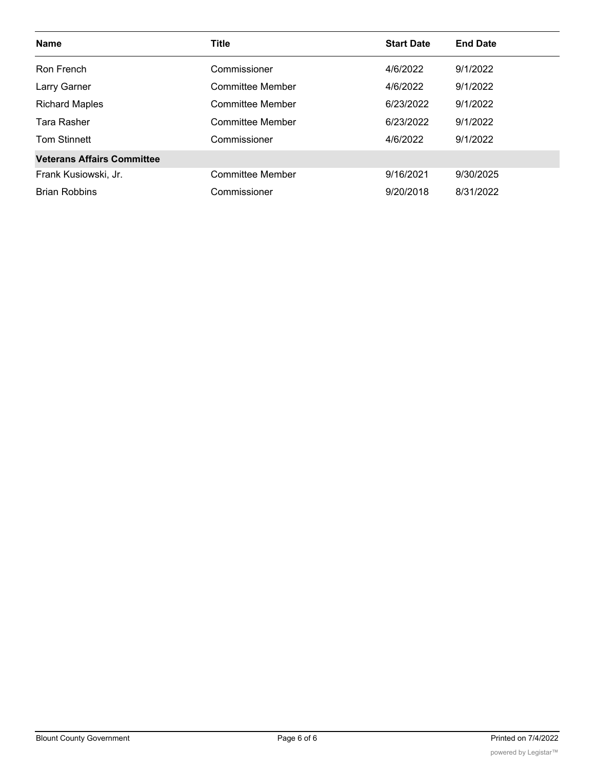| Name | Title | Start Date | End Date |
| --- | --- | --- | --- |
| Ron French | Commissioner | 4/6/2022 | 9/1/2022 |
| Larry Garner | Committee Member | 4/6/2022 | 9/1/2022 |
| Richard Maples | Committee Member | 6/23/2022 | 9/1/2022 |
| Tara Rasher | Committee Member | 6/23/2022 | 9/1/2022 |
| Tom Stinnett | Commissioner | 4/6/2022 | 9/1/2022 |
| **Veterans Affairs Committee** | | | |
| Frank Kusiowski, Jr. | Committee Member | 9/16/2021 | 9/30/2025 |
| Brian Robbins | Commissioner | 9/20/2018 | 8/31/2022 |